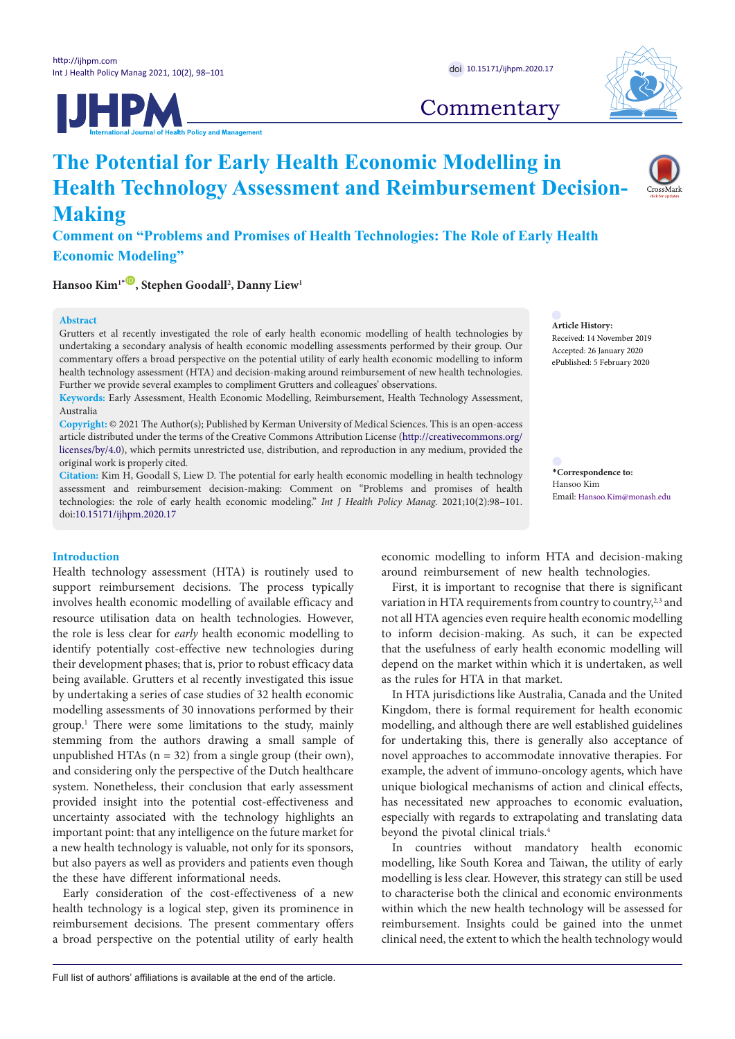Commentary

# The Potential for Early Health Economic Modelling in Health Technology Assessment and Reimbursement Decision-Making

## Comment on "Problems and Promises of Health Technologies: The Role of Early Health Economic Modeling"

**Hansoo Kim[1*], Stephen Goodall[2], Danny Liew[1]**

**Abstract**

Grutters et al recently investigated the role of early health economic modelling of health technologies by undertaking a secondary analysis of health economic modelling assessments performed by their group. Our commentary offers a broad perspective on the potential utility of early health economic modelling to inform health technology assessment (HTA) and decision-making around reimbursement of new health technologies. Further we provide several examples to compliment Grutters and colleagues' observations.

**Keywords:** Early Assessment, Health Economic Modelling, Reimbursement, Health Technology Assessment, Australia

**Copyright:** © 2021 The Author(s); Published by Kerman University of Medical Sciences. This is an open-access article distributed under the terms of the Creative Commons Attribution License (http://creativecommons.org/licenses/by/4.0), which permits unrestricted use, distribution, and reproduction in any medium, provided the original work is properly cited.

**Citation:** Kim H, Goodall S, Liew D. The potential for early health economic modelling in health technology assessment and reimbursement decision-making: Comment on "Problems and promises of health technologies: the role of early health economic modeling." *Int J Health Policy Manag.* 2021;10(2):98–101. doi:10.15171/ijhpm.2020.17

**Article History:**
Received: 14 November 2019
Accepted: 26 January 2020
ePublished: 5 February 2020

**\*Correspondence to:**
Hansoo Kim
Email: Hansoo.Kim@monash.edu

## Introduction

Health technology assessment (HTA) is routinely used to support reimbursement decisions. The process typically involves health economic modelling of available efficacy and resource utilisation data on health technologies. However, the role is less clear for *early* health economic modelling to identify potentially cost-effective new technologies during their development phases; that is, prior to robust efficacy data being available. Grutters et al recently investigated this issue by undertaking a series of case studies of 32 health economic modelling assessments of 30 innovations performed by their group.[1] There were some limitations to the study, mainly stemming from the authors drawing a small sample of unpublished HTAs (n = 32) from a single group (their own), and considering only the perspective of the Dutch healthcare system. Nonetheless, their conclusion that early assessment provided insight into the potential cost-effectiveness and uncertainty associated with the technology highlights an important point: that any intelligence on the future market for a new health technology is valuable, not only for its sponsors, but also payers as well as providers and patients even though the these have different informational needs.

Early consideration of the cost-effectiveness of a new health technology is a logical step, given its prominence in reimbursement decisions. The present commentary offers a broad perspective on the potential utility of early health economic modelling to inform HTA and decision-making around reimbursement of new health technologies.

First, it is important to recognise that there is significant variation in HTA requirements from country to country,[2,3] and not all HTA agencies even require health economic modelling to inform decision-making. As such, it can be expected that the usefulness of early health economic modelling will depend on the market within which it is undertaken, as well as the rules for HTA in that market.

In HTA jurisdictions like Australia, Canada and the United Kingdom, there is formal requirement for health economic modelling, and although there are well established guidelines for undertaking this, there is generally also acceptance of novel approaches to accommodate innovative therapies. For example, the advent of immuno-oncology agents, which have unique biological mechanisms of action and clinical effects, has necessitated new approaches to economic evaluation, especially with regards to extrapolating and translating data beyond the pivotal clinical trials.[4]

In countries without mandatory health economic modelling, like South Korea and Taiwan, the utility of early modelling is less clear. However, this strategy can still be used to characterise both the clinical and economic environments within which the new health technology will be assessed for reimbursement. Insights could be gained into the unmet clinical need, the extent to which the health technology would

Full list of authors' affiliations is available at the end of the article.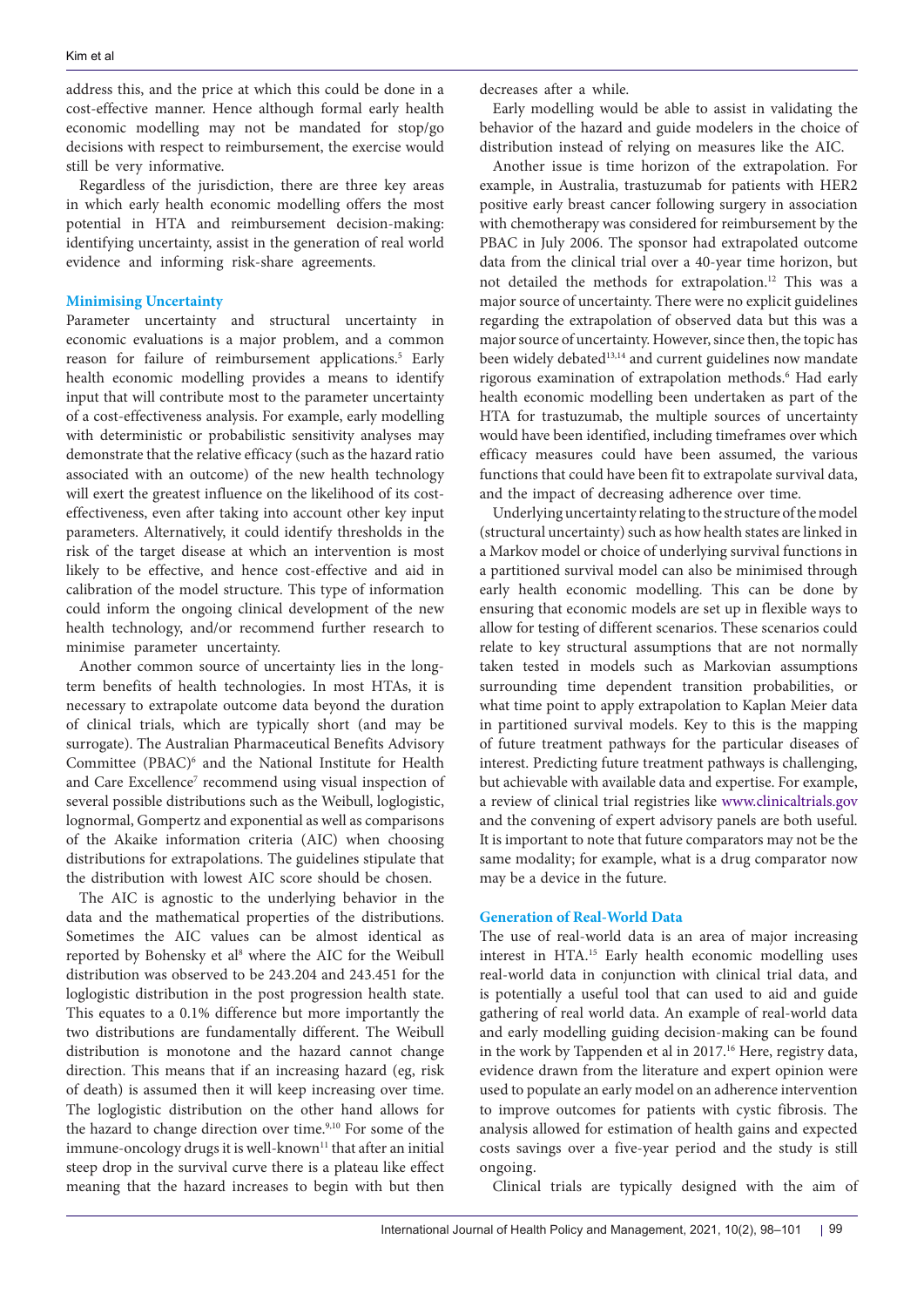address this, and the price at which this could be done in a cost-effective manner. Hence although formal early health economic modelling may not be mandated for stop/go decisions with respect to reimbursement, the exercise would still be very informative.

Regardless of the jurisdiction, there are three key areas in which early health economic modelling offers the most potential in HTA and reimbursement decision-making: identifying uncertainty, assist in the generation of real world evidence and informing risk-share agreements.

### Minimising Uncertainty

Parameter uncertainty and structural uncertainty in economic evaluations is a major problem, and a common reason for failure of reimbursement applications.[5] Early health economic modelling provides a means to identify input that will contribute most to the parameter uncertainty of a cost-effectiveness analysis. For example, early modelling with deterministic or probabilistic sensitivity analyses may demonstrate that the relative efficacy (such as the hazard ratio associated with an outcome) of the new health technology will exert the greatest influence on the likelihood of its cost-effectiveness, even after taking into account other key input parameters. Alternatively, it could identify thresholds in the risk of the target disease at which an intervention is most likely to be effective, and hence cost-effective and aid in calibration of the model structure. This type of information could inform the ongoing clinical development of the new health technology, and/or recommend further research to minimise parameter uncertainty.

Another common source of uncertainty lies in the long-term benefits of health technologies. In most HTAs, it is necessary to extrapolate outcome data beyond the duration of clinical trials, which are typically short (and may be surrogate). The Australian Pharmaceutical Benefits Advisory Committee (PBAC)[6] and the National Institute for Health and Care Excellence[7] recommend using visual inspection of several possible distributions such as the Weibull, loglogistic, lognormal, Gompertz and exponential as well as comparisons of the Akaike information criteria (AIC) when choosing distributions for extrapolations. The guidelines stipulate that the distribution with lowest AIC score should be chosen.

The AIC is agnostic to the underlying behavior in the data and the mathematical properties of the distributions. Sometimes the AIC values can be almost identical as reported by Bohensky et al[8] where the AIC for the Weibull distribution was observed to be 243.204 and 243.451 for the loglogistic distribution in the post progression health state. This equates to a 0.1% difference but more importantly the two distributions are fundamentally different. The Weibull distribution is monotone and the hazard cannot change direction. This means that if an increasing hazard (eg, risk of death) is assumed then it will keep increasing over time. The loglogistic distribution on the other hand allows for the hazard to change direction over time.[9,10] For some of the immune-oncology drugs it is well-known[11] that after an initial steep drop in the survival curve there is a plateau like effect meaning that the hazard increases to begin with but then decreases after a while.

Early modelling would be able to assist in validating the behavior of the hazard and guide modelers in the choice of distribution instead of relying on measures like the AIC.

Another issue is time horizon of the extrapolation. For example, in Australia, trastuzumab for patients with HER2 positive early breast cancer following surgery in association with chemotherapy was considered for reimbursement by the PBAC in July 2006. The sponsor had extrapolated outcome data from the clinical trial over a 40-year time horizon, but not detailed the methods for extrapolation.[12] This was a major source of uncertainty. There were no explicit guidelines regarding the extrapolation of observed data but this was a major source of uncertainty. However, since then, the topic has been widely debated[13,14] and current guidelines now mandate rigorous examination of extrapolation methods.[6] Had early health economic modelling been undertaken as part of the HTA for trastuzumab, the multiple sources of uncertainty would have been identified, including timeframes over which efficacy measures could have been assumed, the various functions that could have been fit to extrapolate survival data, and the impact of decreasing adherence over time.

Underlying uncertainty relating to the structure of the model (structural uncertainty) such as how health states are linked in a Markov model or choice of underlying survival functions in a partitioned survival model can also be minimised through early health economic modelling. This can be done by ensuring that economic models are set up in flexible ways to allow for testing of different scenarios. These scenarios could relate to key structural assumptions that are not normally taken tested in models such as Markovian assumptions surrounding time dependent transition probabilities, or what time point to apply extrapolation to Kaplan Meier data in partitioned survival models. Key to this is the mapping of future treatment pathways for the particular diseases of interest. Predicting future treatment pathways is challenging, but achievable with available data and expertise. For example, a review of clinical trial registries like www.clinicaltrials.gov and the convening of expert advisory panels are both useful. It is important to note that future comparators may not be the same modality; for example, what is a drug comparator now may be a device in the future.

### Generation of Real-World Data

The use of real-world data is an area of major increasing interest in HTA.[15] Early health economic modelling uses real-world data in conjunction with clinical trial data, and is potentially a useful tool that can used to aid and guide gathering of real world data. An example of real-world data and early modelling guiding decision-making can be found in the work by Tappenden et al in 2017.[16] Here, registry data, evidence drawn from the literature and expert opinion were used to populate an early model on an adherence intervention to improve outcomes for patients with cystic fibrosis. The analysis allowed for estimation of health gains and expected costs savings over a five-year period and the study is still ongoing.

Clinical trials are typically designed with the aim of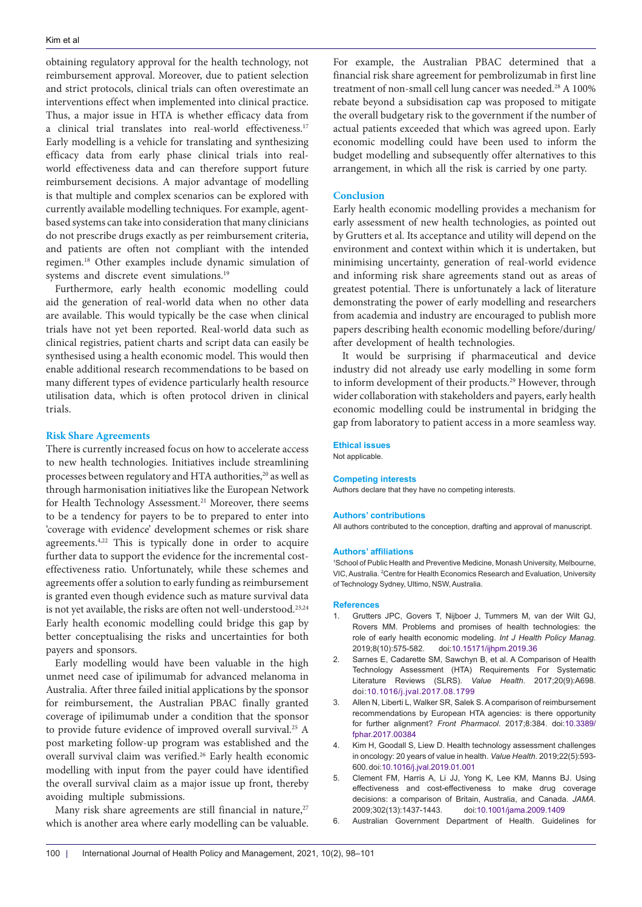obtaining regulatory approval for the health technology, not reimbursement approval. Moreover, due to patient selection and strict protocols, clinical trials can often overestimate an interventions effect when implemented into clinical practice. Thus, a major issue in HTA is whether efficacy data from a clinical trial translates into real-world effectiveness.[17] Early modelling is a vehicle for translating and synthesizing efficacy data from early phase clinical trials into real-world effectiveness data and can therefore support future reimbursement decisions. A major advantage of modelling is that multiple and complex scenarios can be explored with currently available modelling techniques. For example, agent-based systems can take into consideration that many clinicians do not prescribe drugs exactly as per reimbursement criteria, and patients are often not compliant with the intended regimen.[18] Other examples include dynamic simulation of systems and discrete event simulations.[19]

Furthermore, early health economic modelling could aid the generation of real-world data when no other data are available. This would typically be the case when clinical trials have not yet been reported. Real-world data such as clinical registries, patient charts and script data can easily be synthesised using a health economic model. This would then enable additional research recommendations to be based on many different types of evidence particularly health resource utilisation data, which is often protocol driven in clinical trials.

## Risk Share Agreements

There is currently increased focus on how to accelerate access to new health technologies. Initiatives include streamlining processes between regulatory and HTA authorities,[20] as well as through harmonisation initiatives like the European Network for Health Technology Assessment.[21] Moreover, there seems to be a tendency for payers to be to prepared to enter into 'coverage with evidence' development schemes or risk share agreements.[4,22] This is typically done in order to acquire further data to support the evidence for the incremental cost-effectiveness ratio. Unfortunately, while these schemes and agreements offer a solution to early funding as reimbursement is granted even though evidence such as mature survival data is not yet available, the risks are often not well-understood.[23,24] Early health economic modelling could bridge this gap by better conceptualising the risks and uncertainties for both payers and sponsors.

Early modelling would have been valuable in the high unmet need case of ipilimumab for advanced melanoma in Australia. After three failed initial applications by the sponsor for reimbursement, the Australian PBAC finally granted coverage of ipilimumab under a condition that the sponsor to provide future evidence of improved overall survival.[25] A post marketing follow-up program was established and the overall survival claim was verified.[26] Early health economic modelling with input from the payer could have identified the overall survival claim as a major issue up front, thereby avoiding multiple submissions.

Many risk share agreements are still financial in nature,[27] which is another area where early modelling can be valuable. For example, the Australian PBAC determined that a financial risk share agreement for pembrolizumab in first line treatment of non-small cell lung cancer was needed.[28] A 100% rebate beyond a subsidisation cap was proposed to mitigate the overall budgetary risk to the government if the number of actual patients exceeded that which was agreed upon. Early economic modelling could have been used to inform the budget modelling and subsequently offer alternatives to this arrangement, in which all the risk is carried by one party.

## Conclusion

Early health economic modelling provides a mechanism for early assessment of new health technologies, as pointed out by Grutters et al. Its acceptance and utility will depend on the environment and context within which it is undertaken, but minimising uncertainty, generation of real-world evidence and informing risk share agreements stand out as areas of greatest potential. There is unfortunately a lack of literature demonstrating the power of early modelling and researchers from academia and industry are encouraged to publish more papers describing health economic modelling before/during/after development of health technologies.

It would be surprising if pharmaceutical and device industry did not already use early modelling in some form to inform development of their products.[29] However, through wider collaboration with stakeholders and payers, early health economic modelling could be instrumental in bridging the gap from laboratory to patient access in a more seamless way.

### Ethical issues

Not applicable.

### Competing interests

Authors declare that they have no competing interests.

### Authors' contributions

All authors contributed to the conception, drafting and approval of manuscript.

### Authors' affiliations

[1]School of Public Health and Preventive Medicine, Monash University, Melbourne, VIC, Australia. [2]Centre for Health Economics Research and Evaluation, University of Technology Sydney, Ultimo, NSW, Australia.

### References

1. Grutters JPC, Govers T, Nijboer J, Tummers M, van der Wilt GJ, Rovers MM. Problems and promises of health technologies: the role of early health economic modeling. *Int J Health Policy Manag*. 2019;8(10):575-582. doi:10.15171/ijhpm.2019.36
2. Sarnes E, Cadarette SM, Sawchyn B, et al. A Comparison of Health Technology Assessment (HTA) Requirements For Systematic Literature Reviews (SLRS). *Value Health*. 2017;20(9):A698. doi:10.1016/j.jval.2017.08.1799
3. Allen N, Liberti L, Walker SR, Salek S. A comparison of reimbursement recommendations by European HTA agencies: is there opportunity for further alignment? *Front Pharmacol*. 2017;8:384. doi:10.3389/fphar.2017.00384
4. Kim H, Goodall S, Liew D. Health technology assessment challenges in oncology: 20 years of value in health. *Value Health*. 2019;22(5):593-600. doi:10.1016/j.jval.2019.01.001
5. Clement FM, Harris A, Li JJ, Yong K, Lee KM, Manns BJ. Using effectiveness and cost-effectiveness to make drug coverage decisions: a comparison of Britain, Australia, and Canada. *JAMA*. 2009;302(13):1437-1443. doi:10.1001/jama.2009.1409
6. Australian Government Department of Health. Guidelines for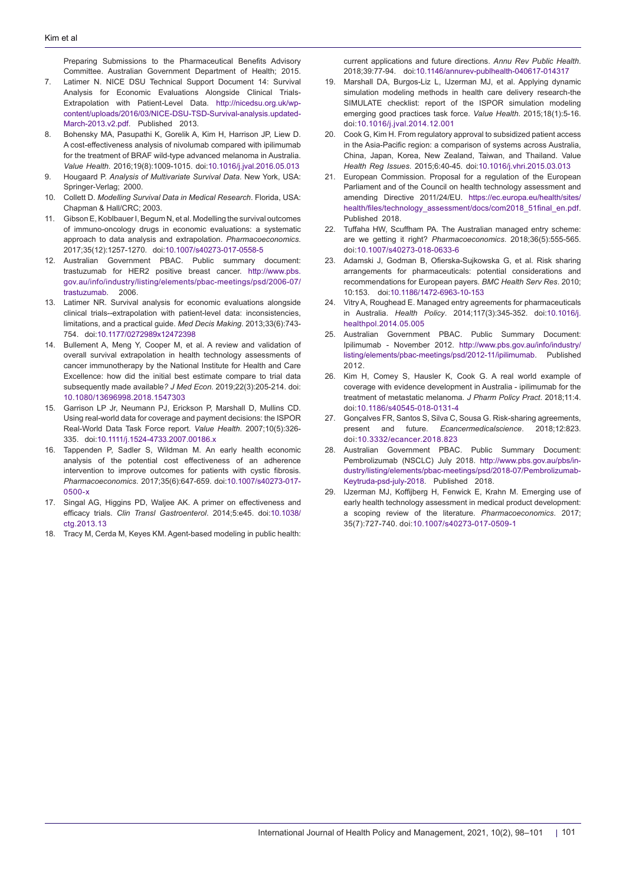Preparing Submissions to the Pharmaceutical Benefits Advisory Committee. Australian Government Department of Health; 2015.

7. Latimer N. NICE DSU Technical Support Document 14: Survival Analysis for Economic Evaluations Alongside Clinical Trials-Extrapolation with Patient-Level Data. http://nicedsu.org.uk/wp-content/uploads/2016/03/NICE-DSU-TSD-Survival-analysis.updated-March-2013.v2.pdf. Published 2013.
8. Bohensky MA, Pasupathi K, Gorelik A, Kim H, Harrison JP, Liew D. A cost-effectiveness analysis of nivolumab compared with ipilimumab for the treatment of BRAF wild-type advanced melanoma in Australia. *Value Health.* 2016;19(8):1009-1015. doi:10.1016/j.jval.2016.05.013
9. Hougaard P. *Analysis of Multivariate Survival Data*. New York, USA: Springer-Verlag; 2000.
10. Collett D. *Modelling Survival Data in Medical Research*. Florida, USA: Chapman & Hall/CRC; 2003.
11. Gibson E, Koblbauer I, Begum N, et al. Modelling the survival outcomes of immuno-oncology drugs in economic evaluations: a systematic approach to data analysis and extrapolation. *Pharmacoeconomics*. 2017;35(12):1257-1270. doi:10.1007/s40273-017-0558-5
12. Australian Government PBAC. Public summary document: trastuzumab for HER2 positive breast cancer. http://www.pbs.gov.au/info/industry/listing/elements/pbac-meetings/psd/2006-07/trastuzumab. 2006.
13. Latimer NR. Survival analysis for economic evaluations alongside clinical trials--extrapolation with patient-level data: inconsistencies, limitations, and a practical guide. *Med Decis Making.* 2013;33(6):743-754. doi:10.1177/0272989x12472398
14. Bullement A, Meng Y, Cooper M, et al. A review and validation of overall survival extrapolation in health technology assessments of cancer immunotherapy by the National Institute for Health and Care Excellence: how did the initial best estimate compare to trial data subsequently made available? *J Med Econ.* 2019;22(3):205-214. doi:10.1080/13696998.2018.1547303
15. Garrison LP Jr, Neumann PJ, Erickson P, Marshall D, Mullins CD. Using real-world data for coverage and payment decisions: the ISPOR Real-World Data Task Force report. *Value Health.* 2007;10(5):326-335. doi:10.1111/j.1524-4733.2007.00186.x
16. Tappenden P, Sadler S, Wildman M. An early health economic analysis of the potential cost effectiveness of an adherence intervention to improve outcomes for patients with cystic fibrosis. *Pharmacoeconomics*. 2017;35(6):647-659. doi:10.1007/s40273-017-0500-x
17. Singal AG, Higgins PD, Waljee AK. A primer on effectiveness and efficacy trials. *Clin Transl Gastroenterol*. 2014;5:e45. doi:10.1038/ctg.2013.13
18. Tracy M, Cerda M, Keyes KM. Agent-based modeling in public health: current applications and future directions. *Annu Rev Public Health*. 2018;39:77-94. doi:10.1146/annurev-publhealth-040617-014317
19. Marshall DA, Burgos-Liz L, IJzerman MJ, et al. Applying dynamic simulation modeling methods in health care delivery research-the SIMULATE checklist: report of the ISPOR simulation modeling emerging good practices task force. *Value Health.* 2015;18(1):5-16. doi:10.1016/j.jval.2014.12.001
20. Cook G, Kim H. From regulatory approval to subsidized patient access in the Asia-Pacific region: a comparison of systems across Australia, China, Japan, Korea, New Zealand, Taiwan, and Thailand. *Value Health Reg Issues.* 2015;6:40-45. doi:10.1016/j.vhri.2015.03.013
21. European Commission. Proposal for a regulation of the European Parliament and of the Council on health technology assessment and amending Directive 2011/24/EU. https://ec.europa.eu/health/sites/health/files/technology_assessment/docs/com2018_51final_en.pdf. Published 2018.
22. Tuffaha HW, Scuffham PA. The Australian managed entry scheme: are we getting it right? *Pharmacoeconomics*. 2018;36(5):555-565. doi:10.1007/s40273-018-0633-6
23. Adamski J, Godman B, Ofierska-Sujkowska G, et al. Risk sharing arrangements for pharmaceuticals: potential considerations and recommendations for European payers. *BMC Health Serv Res*. 2010;10:153. doi:10.1186/1472-6963-10-153
24. Vitry A, Roughead E. Managed entry agreements for pharmaceuticals in Australia. *Health Policy*. 2014;117(3):345-352. doi:10.1016/j.healthpol.2014.05.005
25. Australian Government PBAC. Public Summary Document: Ipilimumab - November 2012. http://www.pbs.gov.au/info/industry/listing/elements/pbac-meetings/psd/2012-11/ipilimumab. Published 2012.
26. Kim H, Comey S, Hausler K, Cook G. A real world example of coverage with evidence development in Australia - ipilimumab for the treatment of metastatic melanoma. *J Pharm Policy Pract.* 2018;11:4. doi:10.1186/s40545-018-0131-4
27. Gonçalves FR, Santos S, Silva C, Sousa G. Risk-sharing agreements, present and future. *Ecancermedicalscience*. 2018;12:823. doi:10.3332/ecancer.2018.823
28. Australian Government PBAC. Public Summary Document: Pembrolizumab (NSCLC) July 2018. http://www.pbs.gov.au/pbs/industry/listing/elements/pbac-meetings/psd/2018-07/Pembrolizumab-Keytruda-psd-july-2018. Published 2018.
29. IJzerman MJ, Koffijberg H, Fenwick E, Krahn M. Emerging use of early health technology assessment in medical product development: a scoping review of the literature. *Pharmacoeconomics*. 2017;35(7):727-740. doi:10.1007/s40273-017-0509-1